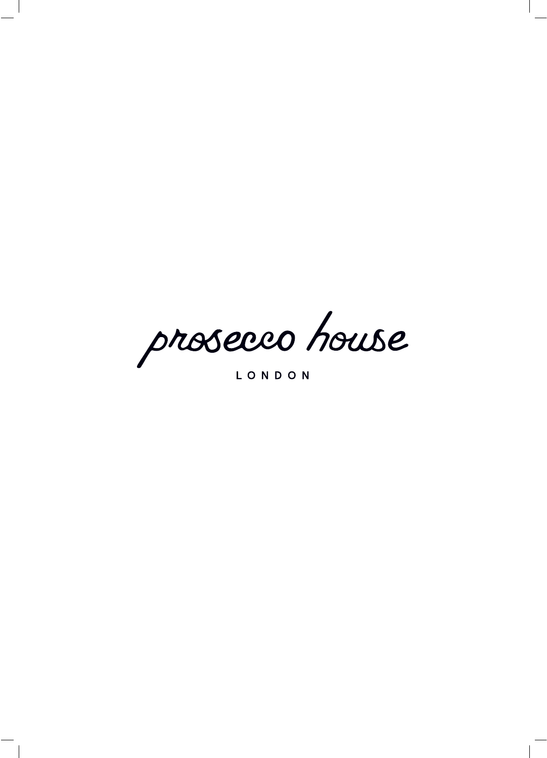# prosecco house

LONDON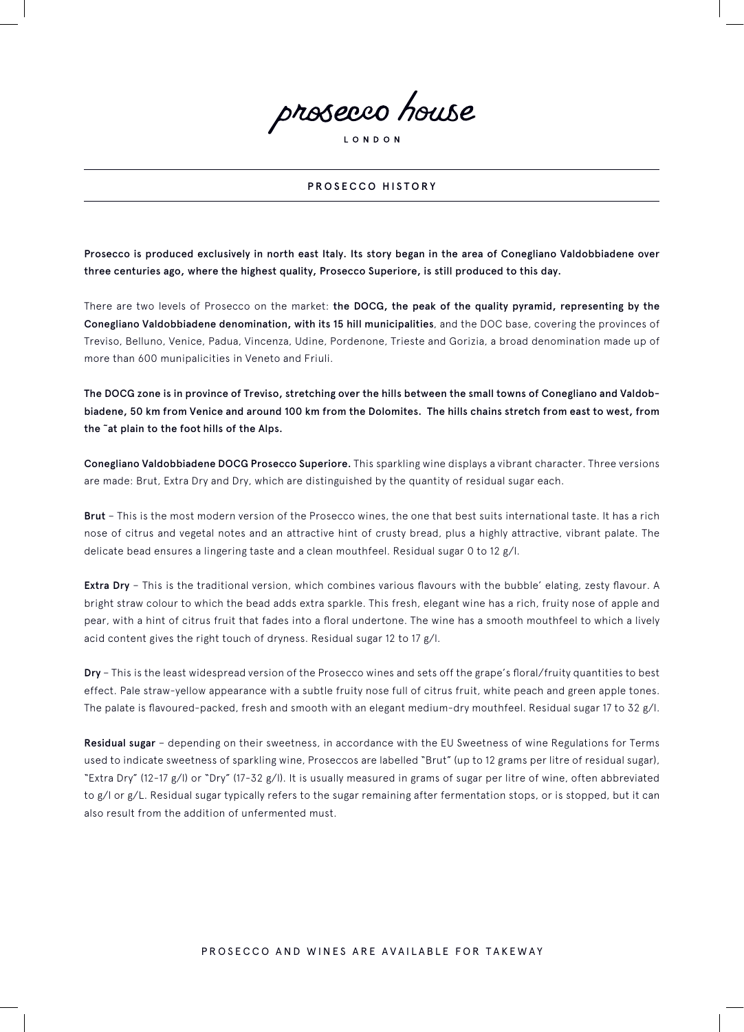prosecco house

LONDON

## PROSECCO HISTORY

**Prosecco is produced exclusively in north east Italy. Its story began in the area of Conegliano Valdobbiadene over three centuries ago, where the highest quality, Prosecco Superiore, is still produced to this day.**

There are two levels of Prosecco on the market: **the DOCG, the peak of the quality pyramid, representing by the Conegliano Valdobbiadene denomination, with its 15 hill municipalities**, and the DOC base, covering the provinces of Treviso, Belluno, Venice, Padua, Vincenza, Udine, Pordenone, Trieste and Gorizia, a broad denomination made up of more than 600 munipalicities in Veneto and Friuli.

**The DOCG zone is in province of Treviso, stretching over the hills between the small towns of Conegliano and Valdobbiadene, 50 km from Venice and around 100 km from the Dolomites. The hills chains stretch from east to west, from the ˜at plain to the foot hills of the Alps.**

**Conegliano Valdobbiadene DOCG Prosecco Superiore.** This sparkling wine displays a vibrant character. Three versions are made: Brut, Extra Dry and Dry, which are distinguished by the quantity of residual sugar each.

**Brut** – This is the most modern version of the Prosecco wines, the one that best suits international taste. It has a rich nose of citrus and vegetal notes and an attractive hint of crusty bread, plus a highly attractive, vibrant palate. The delicate bead ensures a lingering taste and a clean mouthfeel. Residual sugar 0 to 12 g/l.

**Extra Dry** – This is the traditional version, which combines various flavours with the bubble' elating, zesty flavour. A bright straw colour to which the bead adds extra sparkle. This fresh, elegant wine has a rich, fruity nose of apple and pear, with a hint of citrus fruit that fades into a floral undertone. The wine has a smooth mouthfeel to which a lively acid content gives the right touch of dryness. Residual sugar 12 to 17 g/l.

**Dry** – This is the least widespread version of the Prosecco wines and sets off the grape's floral/fruity quantities to best effect. Pale straw-yellow appearance with a subtle fruity nose full of citrus fruit, white peach and green apple tones. The palate is flavoured-packed, fresh and smooth with an elegant medium-dry mouthfeel. Residual sugar 17 to 32 g/l.

**Residual sugar** – depending on their sweetness, in accordance with the EU Sweetness of wine Regulations for Terms used to indicate sweetness of sparkling wine, Proseccos are labelled "Brut" (up to 12 grams per litre of residual sugar), "Extra Dry" (12-17 g/l) or "Dry" (17-32 g/l). It is usually measured in grams of sugar per litre of wine, often abbreviated to g/l or g/L. Residual sugar typically refers to the sugar remaining after fermentation stops, or is stopped, but it can also result from the addition of unfermented must.

PROSECCO AND WINES ARE AVAILABLE FOR TAKEWAY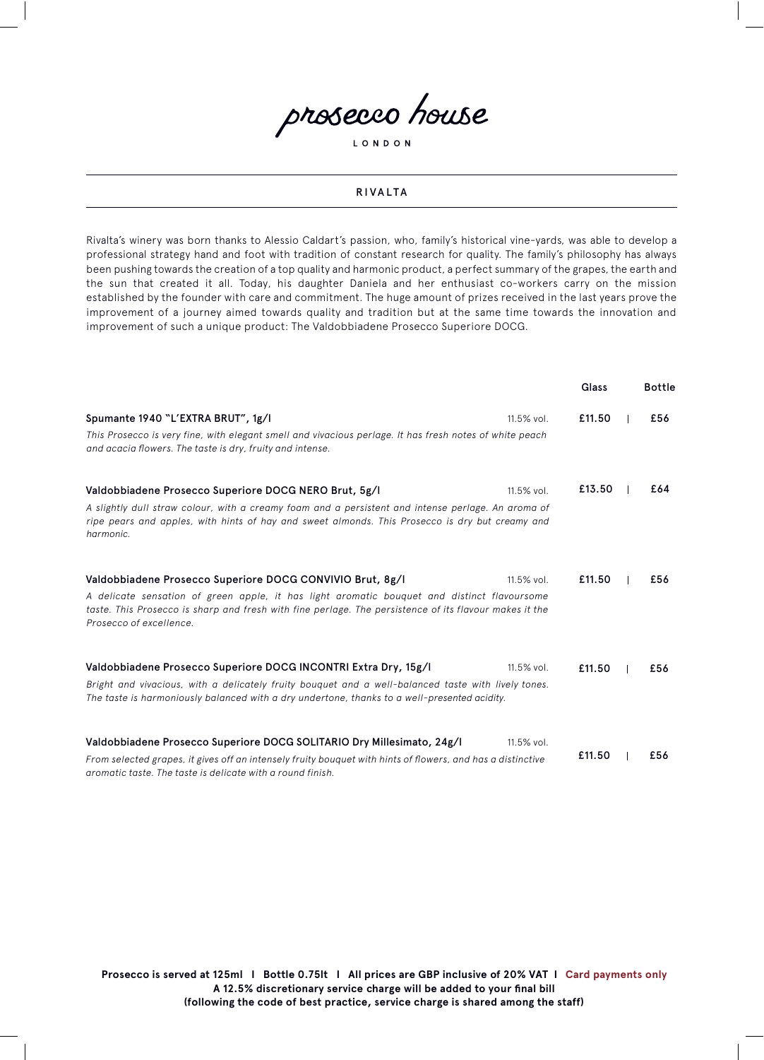# prosecco house

LONDON

## RIVALTA

Rivalta's winery was born thanks to Alessio Caldart's passion, who, family's historical vine-yards, was able to develop a professional strategy hand and foot with tradition of constant research for quality. The family's philosophy has always been pushing towards the creation of a top quality and harmonic product, a perfect summary of the grapes, the earth and the sun that created it all. Today, his daughter Daniela and her enthusiast co-workers carry on the mission established by the founder with care and commitment. The huge amount of prizes received in the last years prove the improvement of a journey aimed towards quality and tradition but at the same time towards the innovation and improvement of such a unique product: The Valdobbiadene Prosecco Superiore DOCG.

| | | Glass | Bottle |
|---|---|---|---|
| **Spumante 1940 "L'EXTRA BRUT", 1g/l**<br>*This Prosecco is very fine, with elegant smell and vivacious perlage. It has fresh notes of white peach and acacia flowers. The taste is dry, fruity and intense.* | 11.5% vol. | £11.50 | £56 |
| **Valdobbiadene Prosecco Superiore DOCG NERO Brut, 5g/l**<br>*A slightly dull straw colour, with a creamy foam and a persistent and intense perlage. An aroma of ripe pears and apples, with hints of hay and sweet almonds. This Prosecco is dry but creamy and harmonic.* | 11.5% vol. | £13.50 | £64 |
| **Valdobbiadene Prosecco Superiore DOCG CONVIVIO Brut, 8g/l**<br>*A delicate sensation of green apple, it has light aromatic bouquet and distinct flavoursome taste. This Prosecco is sharp and fresh with fine perlage. The persistence of its flavour makes it the Prosecco of excellence.* | 11.5% vol. | £11.50 | £56 |
| **Valdobbiadene Prosecco Superiore DOCG INCONTRI Extra Dry, 15g/l**<br>*Bright and vivacious, with a delicately fruity bouquet and a well-balanced taste with lively tones. The taste is harmoniously balanced with a dry undertone, thanks to a well-presented acidity.* | 11.5% vol. | £11.50 | £56 |
| **Valdobbiadene Prosecco Superiore DOCG SOLITARIO Dry Millesimato, 24g/l**<br>*From selected grapes, it gives off an intensely fruity bouquet with hints of flowers, and has a distinctive aromatic taste. The taste is delicate with a round finish.* | 11.5% vol. | £11.50 | £56 |

**Prosecco is served at 125ml I Bottle 0.75lt I All prices are GBP inclusive of 20% VAT I Card payments only**
**A 12.5% discretionary service charge will be added to your final bill**
**(following the code of best practice, service charge is shared among the staff)**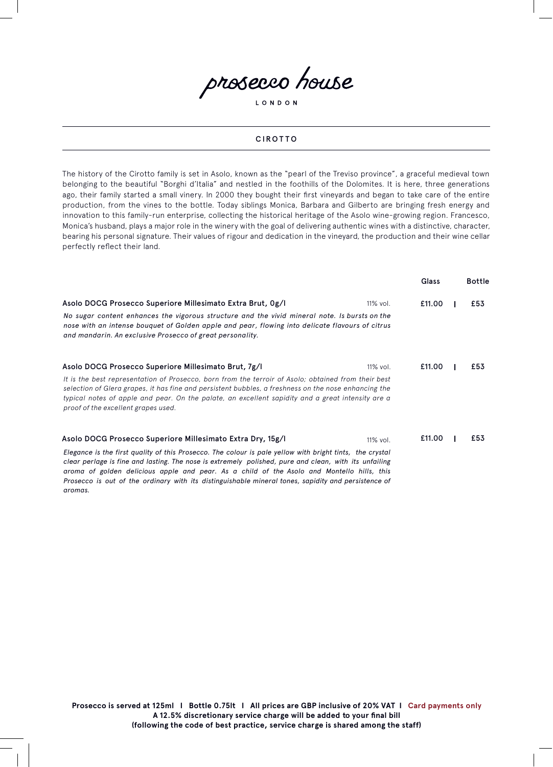# prosecco house

LONDON

## CIROTTO

The history of the Cirotto family is set in Asolo, known as the "pearl of the Treviso province", a graceful medieval town belonging to the beautiful "Borghi d'Italia" and nestled in the foothills of the Dolomites. It is here, three generations ago, their family started a small vinery. In 2000 they bought their first vineyards and began to take care of the entire production, from the vines to the bottle. Today siblings Monica, Barbara and Gilberto are bringing fresh energy and innovation to this family-run enterprise, collecting the historical heritage of the Asolo wine-growing region. Francesco, Monica's husband, plays a major role in the winery with the goal of delivering authentic wines with a distinctive, character, bearing his personal signature. Their values of rigour and dedication in the vineyard, the production and their wine cellar perfectly reflect their land.

| | | Glass | Bottle |
|---|---|---|---|
| **Asolo DOCG Prosecco Superiore Millesimato Extra Brut, 0g/l**<br>*No sugar content enhances the vigorous structure and the vivid mineral note. Is bursts on the nose with an intense bouquet of Golden apple and pear, flowing into delicate flavours of citrus and mandarin. An exclusive Prosecco of great personality.* | 11% vol. | £11.00 | £53 |
| **Asolo DOCG Prosecco Superiore Millesimato Brut, 7g/l**<br>*It is the best representation of Prosecco, born from the terroir of Asolo; obtained from their best selection of Glera grapes, it has fine and persistent bubbles, a freshness on the nose enhancing the typical notes of apple and pear. On the palate, an excellent sapidity and a great intensity are a proof of the excellent grapes used.* | 11% vol. | £11.00 | £53 |
| **Asolo DOCG Prosecco Superiore Millesimato Extra Dry, 15g/l**<br>*Elegance is the first quality of this Prosecco. The colour is pale yellow with bright tints, the crystal clear perlage is fine and lasting. The nose is extremely polished, pure and clean, with its unfailing aroma of golden delicious apple and pear. As a child of the Asolo and Montello hills, this Prosecco is out of the ordinary with its distinguishable mineral tones, sapidity and persistence of aromas.* | 11% vol. | £11.00 | £53 |

**Prosecco is served at 125ml I Bottle 0.75lt I All prices are GBP inclusive of 20% VAT I Card payments only**
**A 12.5% discretionary service charge will be added to your final bill**
**(following the code of best practice, service charge is shared among the staff)**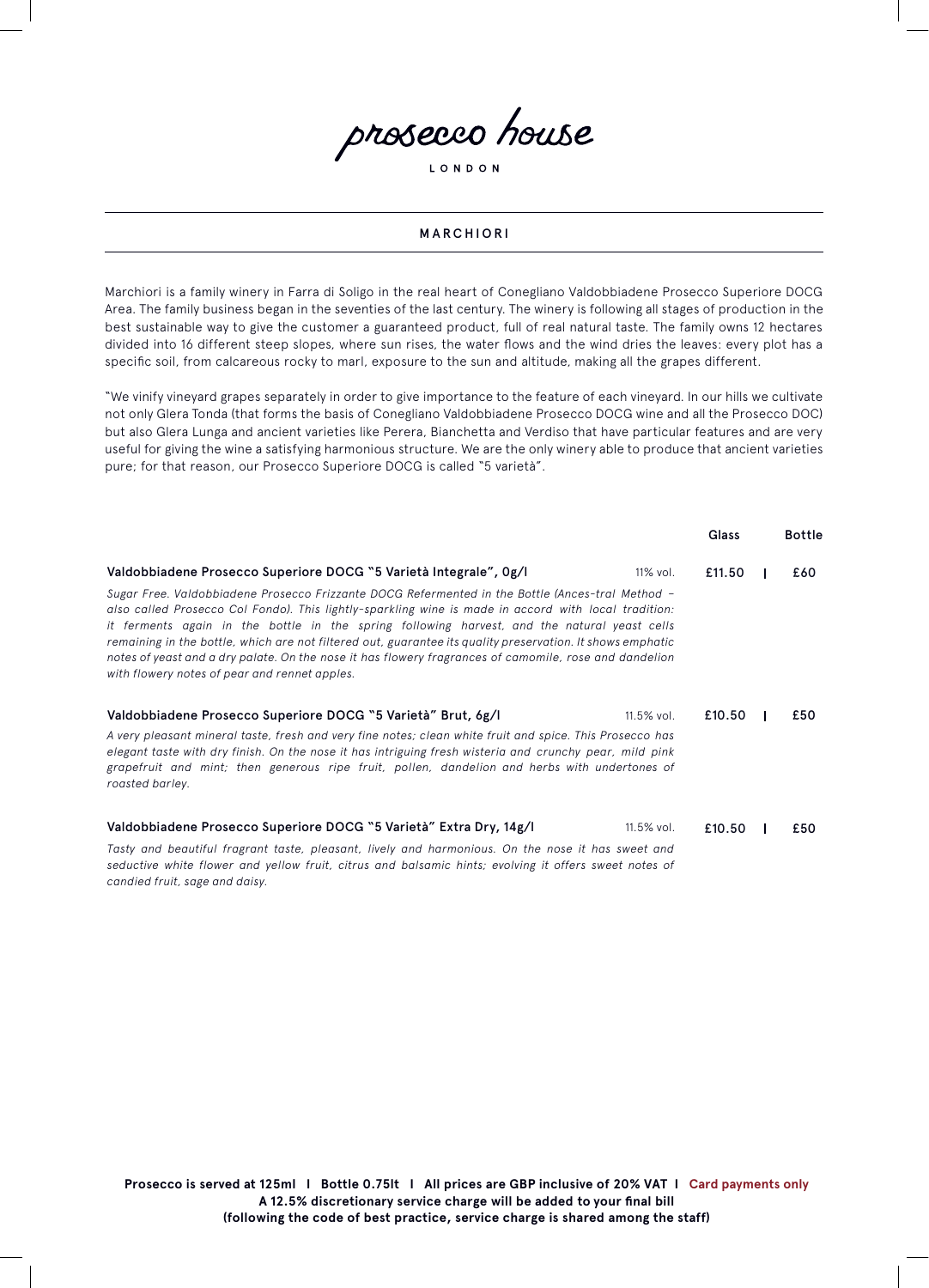# prosecco house

LONDON

## MARCHIORI

Marchiori is a family winery in Farra di Soligo in the real heart of Conegliano Valdobbiadene Prosecco Superiore DOCG Area. The family business began in the seventies of the last century. The winery is following all stages of production in the best sustainable way to give the customer a guaranteed product, full of real natural taste. The family owns 12 hectares divided into 16 different steep slopes, where sun rises, the water flows and the wind dries the leaves: every plot has a specific soil, from calcareous rocky to marl, exposure to the sun and altitude, making all the grapes different.

"We vinify vineyard grapes separately in order to give importance to the feature of each vineyard. In our hills we cultivate not only Glera Tonda (that forms the basis of Conegliano Valdobbiadene Prosecco DOCG wine and all the Prosecco DOC) but also Glera Lunga and ancient varieties like Perera, Bianchetta and Verdiso that have particular features and are very useful for giving the wine a satisfying harmonious structure. We are the only winery able to produce that ancient varieties pure; for that reason, our Prosecco Superiore DOCG is called "5 varietà".

| | | Glass | Bottle |
|---|---|---|---|
| **Valdobbiadene Prosecco Superiore DOCG "5 Varietà Integrale", 0g/l** | 11% vol. | £11.50 | £60 |
| **Valdobbiadene Prosecco Superiore DOCG "5 Varietà" Brut, 6g/l** | 11.5% vol. | £10.50 | £50 |
| **Valdobbiadene Prosecco Superiore DOCG "5 Varietà" Extra Dry, 14g/l** | 11.5% vol. | £10.50 | £50 |

**Valdobbiadene Prosecco Superiore DOCG "5 Varietà Integrale", 0g/l** — 11% vol. — Glass £11.50 | Bottle £60

*Sugar Free. Valdobbiadene Prosecco Frizzante DOCG Refermented in the Bottle (Ances-tral Method – also called Prosecco Col Fondo). This lightly-sparkling wine is made in accord with local tradition: it ferments again in the bottle in the spring following harvest, and the natural yeast cells remaining in the bottle, which are not filtered out, guarantee its quality preservation. It shows emphatic notes of yeast and a dry palate. On the nose it has flowery fragrances of camomile, rose and dandelion with flowery notes of pear and rennet apples.*

**Valdobbiadene Prosecco Superiore DOCG "5 Varietà" Brut, 6g/l** — 11.5% vol. — Glass £10.50 | Bottle £50

*A very pleasant mineral taste, fresh and very fine notes; clean white fruit and spice. This Prosecco has elegant taste with dry finish. On the nose it has intriguing fresh wisteria and crunchy pear, mild pink grapefruit and mint; then generous ripe fruit, pollen, dandelion and herbs with undertones of roasted barley.*

**Valdobbiadene Prosecco Superiore DOCG "5 Varietà" Extra Dry, 14g/l** — 11.5% vol. — Glass £10.50 | Bottle £50

*Tasty and beautiful fragrant taste, pleasant, lively and harmonious. On the nose it has sweet and seductive white flower and yellow fruit, citrus and balsamic hints; evolving it offers sweet notes of candied fruit, sage and daisy.*

**Prosecco is served at 125ml I Bottle 0.75lt I All prices are GBP inclusive of 20% VAT I Card payments only**
**A 12.5% discretionary service charge will be added to your final bill**
**(following the code of best practice, service charge is shared among the staff)**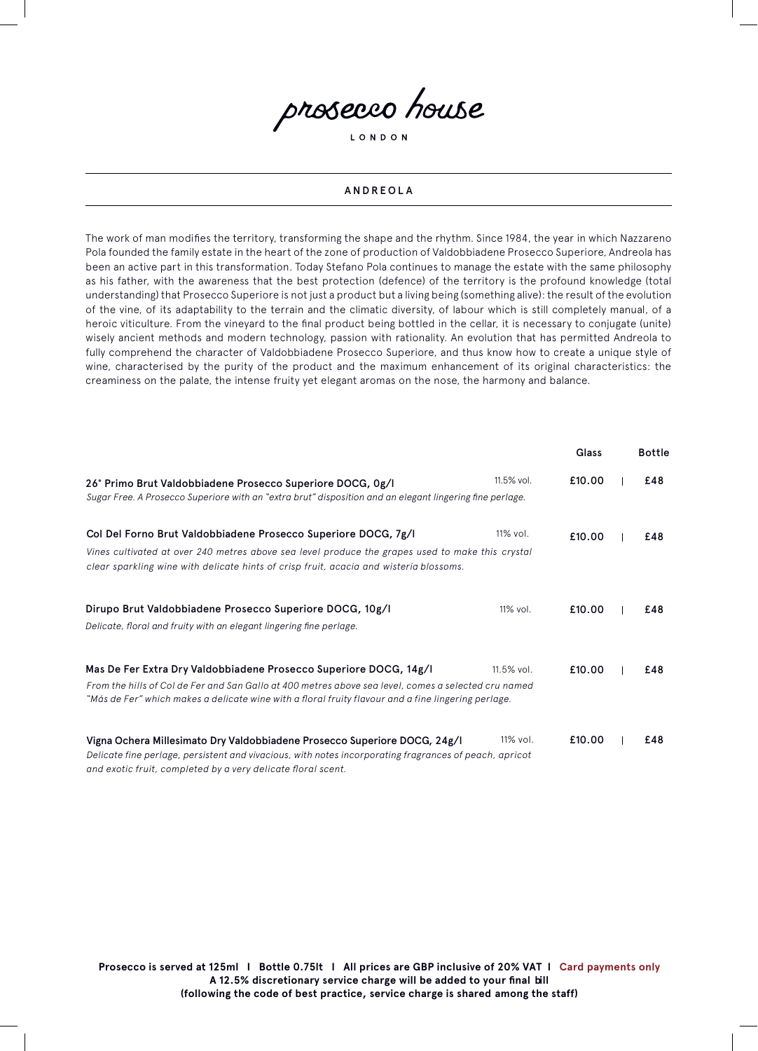# prosecco house

LONDON

## ANDREOLA

The work of man modifies the territory, transforming the shape and the rhythm. Since 1984, the year in which Nazzareno Pola founded the family estate in the heart of the zone of production of Valdobbiadene Prosecco Superiore, Andreola has been an active part in this transformation. Today Stefano Pola continues to manage the estate with the same philosophy as his father, with the awareness that the best protection (defence) of the territory is the profound knowledge (total understanding) that Prosecco Superiore is not just a product but a living being (something alive): the result of the evolution of the vine, of its adaptability to the terrain and the climatic diversity, of labour which is still completely manual, of a heroic viticulture. From the vineyard to the final product being bottled in the cellar, it is necessary to conjugate (unite) wisely ancient methods and modern technology, passion with rationality. An evolution that has permitted Andreola to fully comprehend the character of Valdobbiadene Prosecco Superiore, and thus know how to create a unique style of wine, characterised by the purity of the product and the maximum enhancement of its original characteristics: the creaminess on the palate, the intense fruity yet elegant aromas on the nose, the harmony and balance.

| | | Glass | Bottle |
|---|---|---|---|
| **26° Primo Brut Valdobbiadene Prosecco Superiore DOCG, 0g/l**<br>*Sugar Free. A Prosecco Superiore with an "extra brut" disposition and an elegant lingering fine perlage.* | 11.5% vol. | £10.00 | £48 |
| **Col Del Forno Brut Valdobbiadene Prosecco Superiore DOCG, 7g/l**<br>*Vines cultivated at over 240 metres above sea level produce the grapes used to make this crystal clear sparkling wine with delicate hints of crisp fruit, acacia and wisteria blossoms.* | 11% vol. | £10.00 | £48 |
| **Dirupo Brut Valdobbiadene Prosecco Superiore DOCG, 10g/l**<br>*Delicate, floral and fruity with an elegant lingering fine perlage.* | 11% vol. | £10.00 | £48 |
| **Mas De Fer Extra Dry Valdobbiadene Prosecco Superiore DOCG, 14g/l**<br>*From the hills of Col de Fer and San Gallo at 400 metres above sea level, comes a selected cru named "Más de Fer" which makes a delicate wine with a floral fruity flavour and a fine lingering perlage.* | 11.5% vol. | £10.00 | £48 |
| **Vigna Ochera Millesimato Dry Valdobbiadene Prosecco Superiore DOCG, 24g/l**<br>*Delicate fine perlage, persistent and vivacious, with notes incorporating fragrances of peach, apricot and exotic fruit, completed by a very delicate floral scent.* | 11% vol. | £10.00 | £48 |

**Prosecco is served at 125ml | Bottle 0.75lt | All prices are GBP inclusive of 20% VAT | Card payments only**
**A 12.5% discretionary service charge will be added to your final bill**
**(following the code of best practice, service charge is shared among the staff)**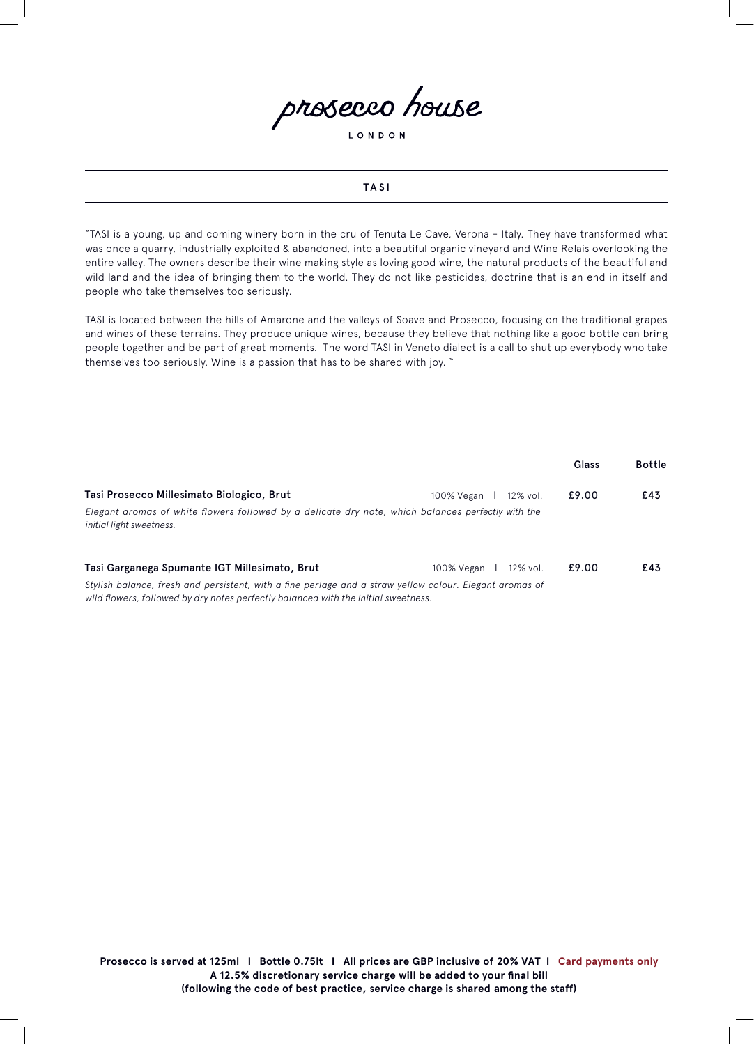# prosecco house

LONDON

## TASI

"TASI is a young, up and coming winery born in the cru of Tenuta Le Cave, Verona - Italy. They have transformed what was once a quarry, industrially exploited & abandoned, into a beautiful organic vineyard and Wine Relais overlooking the entire valley. The owners describe their wine making style as loving good wine, the natural products of the beautiful and wild land and the idea of bringing them to the world. They do not like pesticides, doctrine that is an end in itself and people who take themselves too seriously.

TASI is located between the hills of Amarone and the valleys of Soave and Prosecco, focusing on the traditional grapes and wines of these terrains. They produce unique wines, because they believe that nothing like a good bottle can bring people together and be part of great moments. The word TASI in Veneto dialect is a call to shut up everybody who take themselves too seriously. Wine is a passion that has to be shared with joy. "

| | | | Glass | Bottle |
|---|---|---|---|---|
| **Tasi Prosecco Millesimato Biologico, Brut** | 100% Vegan | 12% vol. | **£9.00** | **£43** |

*Elegant aromas of white flowers followed by a delicate dry note, which balances perfectly with the initial light sweetness.*

| | | | Glass | Bottle |
|---|---|---|---|---|
| **Tasi Garganega Spumante IGT Millesimato, Brut** | 100% Vegan | 12% vol. | **£9.00** | **£43** |

*Stylish balance, fresh and persistent, with a fine perlage and a straw yellow colour. Elegant aromas of wild flowers, followed by dry notes perfectly balanced with the initial sweetness.*

**Prosecco is served at 125ml I Bottle 0.75lt I All prices are GBP inclusive of 20% VAT I Card payments only**
**A 12.5% discretionary service charge will be added to your final bill**
**(following the code of best practice, service charge is shared among the staff)**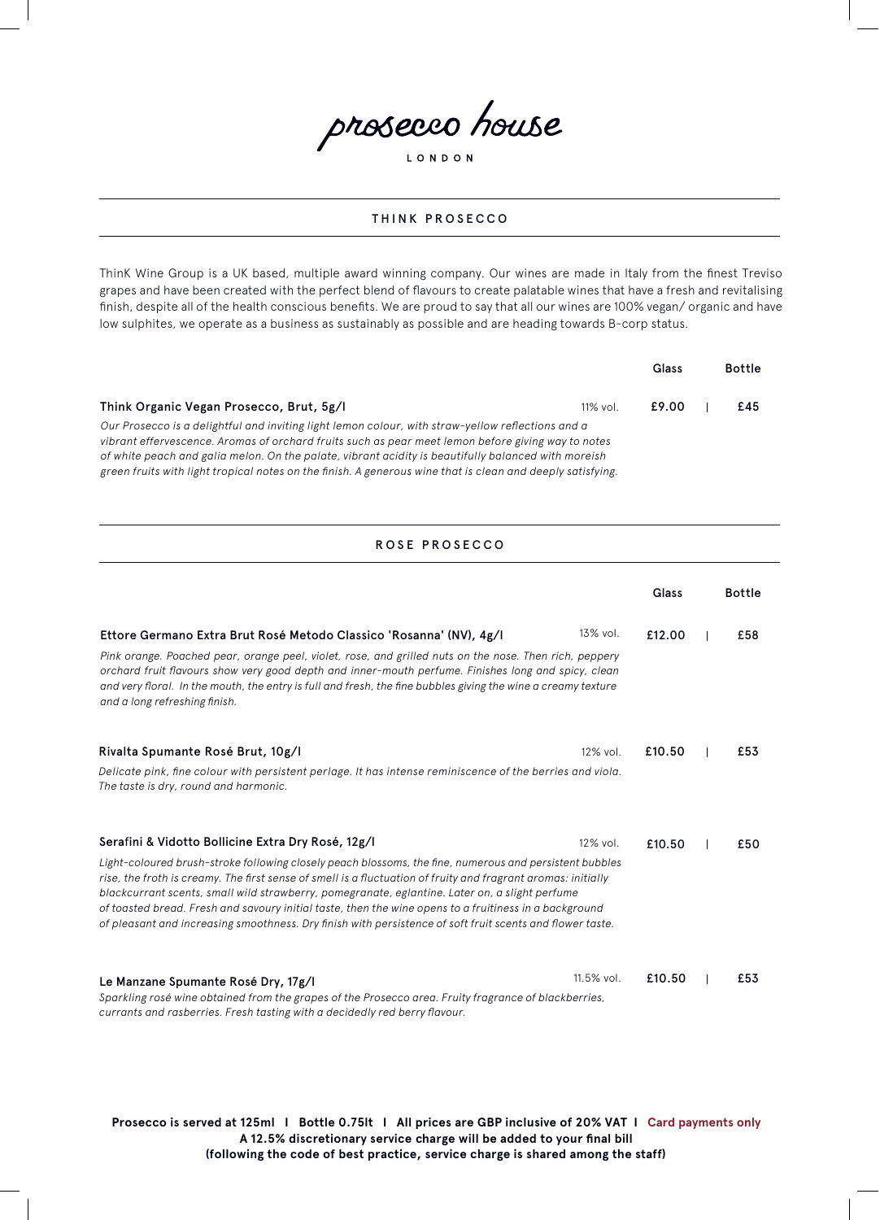# prosecco house

LONDON

## THINK PROSECCO

ThinK Wine Group is a UK based, multiple award winning company. Our wines are made in Italy from the finest Treviso grapes and have been created with the perfect blend of flavours to create palatable wines that have a fresh and revitalising finish, despite all of the health conscious benefits. We are proud to say that all our wines are 100% vegan/ organic and have low sulphites, we operate as a business as sustainably as possible and are heading towards B-corp status.

| | | Glass | Bottle |
|---|---|---|---|
| **Think Organic Vegan Prosecco, Brut, 5g/l** | 11% vol. | £9.00 | £45 |

*Our Prosecco is a delightful and inviting light lemon colour, with straw-yellow reflections and a vibrant effervescence. Aromas of orchard fruits such as pear meet lemon before giving way to notes of white peach and galia melon. On the palate, vibrant acidity is beautifully balanced with moreish green fruits with light tropical notes on the finish. A generous wine that is clean and deeply satisfying.*

## ROSE PROSECCO

| | | Glass | Bottle |
|---|---|---|---|
| **Ettore Germano Extra Brut Rosé Metodo Classico 'Rosanna' (NV), 4g/l** | 13% vol. | £12.00 | £58 |

*Pink orange. Poached pear, orange peel, violet, rose, and grilled nuts on the nose. Then rich, peppery orchard fruit flavours show very good depth and inner-mouth perfume. Finishes long and spicy, clean and very floral. In the mouth, the entry is full and fresh, the fine bubbles giving the wine a creamy texture and a long refreshing finish.*

| | | Glass | Bottle |
|---|---|---|---|
| **Rivalta Spumante Rosé Brut, 10g/l** | 12% vol. | £10.50 | £53 |

*Delicate pink, fine colour with persistent perlage. It has intense reminiscence of the berries and viola. The taste is dry, round and harmonic.*

| | | Glass | Bottle |
|---|---|---|---|
| **Serafini & Vidotto Bollicine Extra Dry Rosé, 12g/l** | 12% vol. | £10.50 | £50 |

*Light-coloured brush-stroke following closely peach blossoms, the fine, numerous and persistent bubbles rise, the froth is creamy. The first sense of smell is a fluctuation of fruity and fragrant aromas: initially blackcurrant scents, small wild strawberry, pomegranate, eglantine. Later on, a slight perfume of toasted bread. Fresh and savoury initial taste, then the wine opens to a fruitiness in a background of pleasant and increasing smoothness. Dry finish with persistence of soft fruit scents and flower taste.*

| | | Glass | Bottle |
|---|---|---|---|
| **Le Manzane Spumante Rosé Dry, 17g/l** | 11.5% vol. | £10.50 | £53 |

*Sparkling rosé wine obtained from the grapes of the Prosecco area. Fruity fragrance of blackberries, currants and rasberries. Fresh tasting with a decidedly red berry flavour.*

**Prosecco is served at 125ml I Bottle 0.75lt I All prices are GBP inclusive of 20% VAT I Card payments only**
**A 12.5% discretionary service charge will be added to your final bill**
**(following the code of best practice, service charge is shared among the staff)**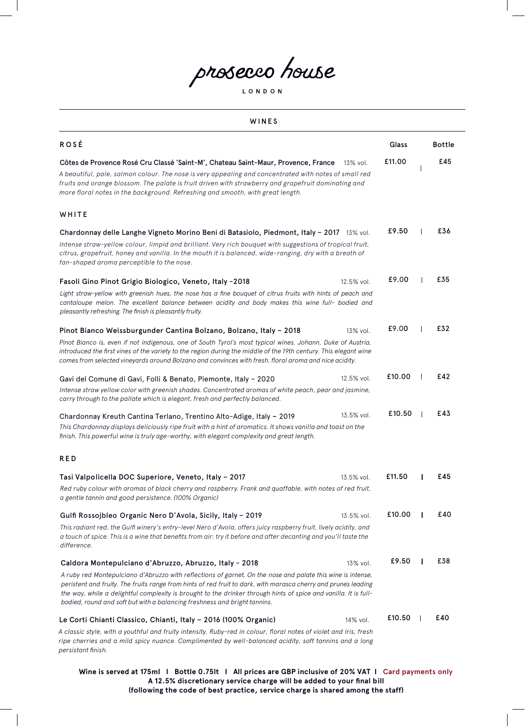# prosecco house

LONDON

## WINES

### ROSÉ

| | Glass | Bottle |
|---|---|---|
| **Côtes de Provence Rosé Cru Classé 'Saint-M', Chateau Saint-Maur, Provence, France** 13% vol. | £11.00 | £45 |

*A beautiful, pale, salmon colour. The nose is very appealing and concentrated with notes of small red fruits and orange blossom. The palate is fruit driven with strawberry and grapefruit dominating and more floral notes in the background. Refreshing and smooth, with great length.*

### WHITE

| | Glass | Bottle |
|---|---|---|
| **Chardonnay delle Langhe Vigneto Morino Beni di Batasiolo, Piedmont, Italy – 2017** 13% vol. | £9.50 | £36 |

*Intense straw-yellow colour, limpid and brilliant. Very rich bouquet with suggestions of tropical fruit, citrus, grapefruit, honey and vanilla. In the mouth it is balanced, wide-ranging, dry with a breath of fan-shaped aroma perceptible to the nose.*

| | Glass | Bottle |
|---|---|---|
| **Fasoli Gino Pinot Grigio Biologico, Veneto, Italy -2018** 12.5% vol. | £9.00 | £35 |

*Light straw-yellow with greenish hues, the nose has a fine bouquet of citrus fruits with hints of peach and cantaloupe melon. The excellent balance between acidity and body makes this wine full- bodied and pleasantly refreshing. The finish is pleasantly fruity.*

| | Glass | Bottle |
|---|---|---|
| **Pinot Bianco Weissburgunder Cantina Bolzano, Bolzano, Italy – 2018** 13% vol. | £9.00 | £32 |

*Pinot Bianco is, even if not indigenous, one of South Tyrol's most typical wines. Johann, Duke of Austria, introduced the first vines of the variety to the region during the middle of the 19th century. This elegant wine comes from selected vineyards around Bolzano and convinces with fresh, floral aroma and nice acidity.*

| | Glass | Bottle |
|---|---|---|
| **Gavi del Comune di Gavi, Folli & Benato, Piemonte, Italy – 2020** 12.5% vol. | £10.00 | £42 |

*Intense straw yellow color with greenish shades. Concentrated aromas of white peach, pear and jasmine, carry through to the pallate which is elegant, fresh and perfectly balanced.*

| | Glass | Bottle |
|---|---|---|
| **Chardonnay Kreuth Cantina Terlano, Trentino Alto-Adige, Italy – 2019** 13.5% vol. | £10.50 | £43 |

*This Chardonnay displays deliciously ripe fruit with a hint of aromatics. It shows vanilla and toast on the finish. This powerful wine is truly age-worthy, with elegant complexity and great length.*

### RED

| | Glass | Bottle |
|---|---|---|
| **Tasi Valpolicella DOC Superiore, Veneto, Italy – 2017** 13.5% vol. | £11.50 | £45 |

*Red ruby colour with aromas of black cherry and raspberry. Frank and quaffable, with notes of red fruit, a gentle tannin and good persistence. (100% Organic)*

| | Glass | Bottle |
|---|---|---|
| **Gulfi Rossojbleo Organic Nero D'Avola, Sicily, Italy – 2019** 13.5% vol. | £10.00 | £40 |

*This radiant red, the Gulfi winery's entry-level Nero d'Avola, offers juicy raspberry fruit, lively acidity, and a touch of spice. This is a wine that benefits from air: try it before and after decanting and you'll taste the difference.*

| | Glass | Bottle |
|---|---|---|
| **Caldora Montepulciano d'Abruzzo, Abruzzo, Italy - 2018** 13% vol. | £9.50 | £38 |

*A ruby red Montepulciano d'Abruzzo with reflections of garnet. On the nose and palate this wine is intense, peristent and fruity. The fruits range from hints of red fruit to dark, with marasca cherry and prunes leading the way, while a delightful complexity is brought to the drinker through hints of spice and vanilla. It is full-bodied, round and soft but with a balancing freshness and bright tannins.*

| | Glass | Bottle |
|---|---|---|
| **Le Corti Chianti Classico, Chianti, Italy – 2016 (100% Organic)** 14% vol. | £10.50 | £40 |

*A classic style, with a youthful and fruity intensity. Ruby-red in colour, floral notes of violet and iris, fresh ripe cherries and a mild spicy nuance. Complimented by well-balanced acidity, soft tannins and a long persistant finish.*

**Wine is served at 175ml I Bottle 0.75lt I All prices are GBP inclusive of 20% VAT I Card payments only**
**A 12.5% discretionary service charge will be added to your final bill**
**(following the code of best practice, service charge is shared among the staff)**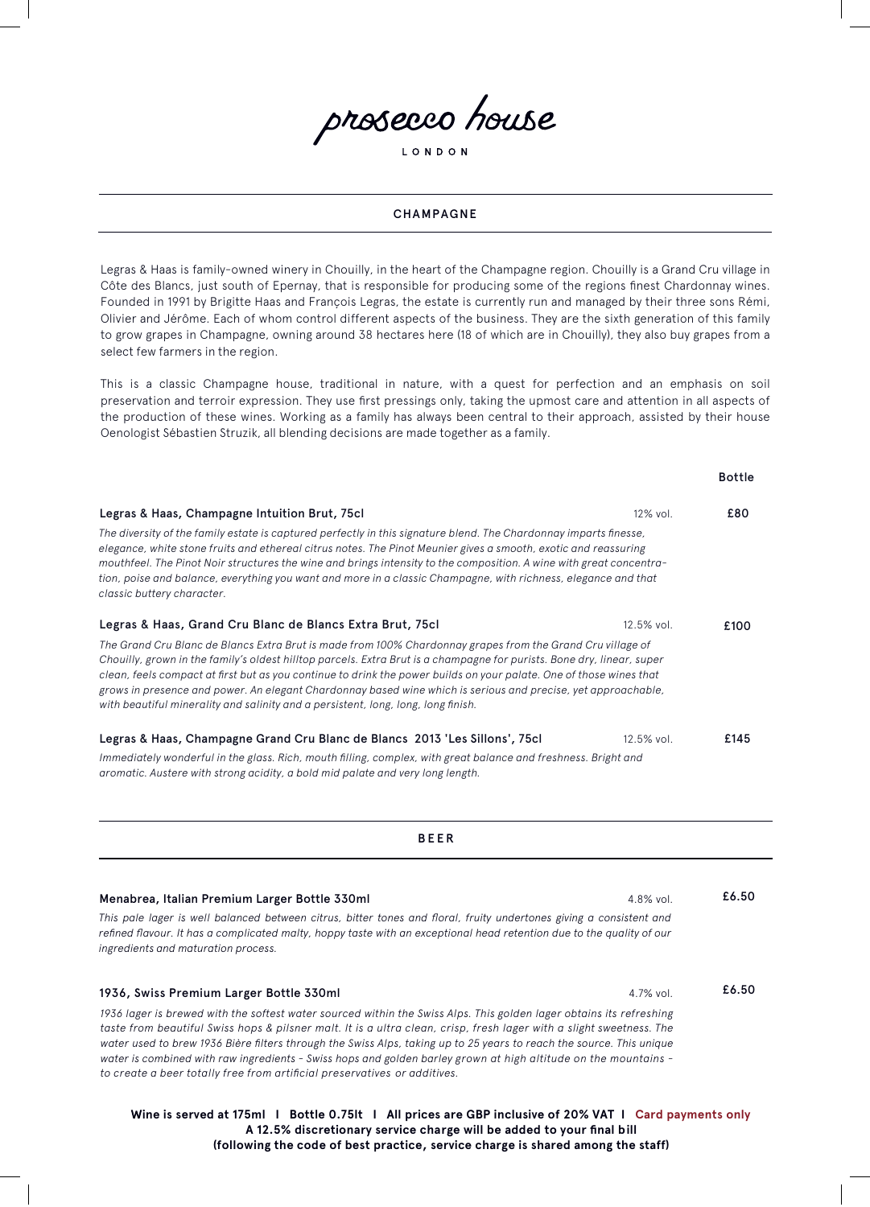# prosecco house

LONDON

## CHAMPAGNE

Legras & Haas is family-owned winery in Chouilly, in the heart of the Champagne region. Chouilly is a Grand Cru village in Côte des Blancs, just south of Epernay, that is responsible for producing some of the regions finest Chardonnay wines. Founded in 1991 by Brigitte Haas and François Legras, the estate is currently run and managed by their three sons Rémi, Olivier and Jérôme. Each of whom control different aspects of the business. They are the sixth generation of this family to grow grapes in Champagne, owning around 38 hectares here (18 of which are in Chouilly), they also buy grapes from a select few farmers in the region.

This is a classic Champagne house, traditional in nature, with a quest for perfection and an emphasis on soil preservation and terroir expression. They use first pressings only, taking the upmost care and attention in all aspects of the production of these wines. Working as a family has always been central to their approach, assisted by their house Oenologist Sébastien Struzik, all blending decisions are made together as a family.

| | | Bottle |
|---|---|---|
| **Legras & Haas, Champagne Intuition Brut, 75cl** | 12% vol. | **£80** |

*The diversity of the family estate is captured perfectly in this signature blend. The Chardonnay imparts finesse, elegance, white stone fruits and ethereal citrus notes. The Pinot Meunier gives a smooth, exotic and reassuring mouthfeel. The Pinot Noir structures the wine and brings intensity to the composition. A wine with great concentration, poise and balance, everything you want and more in a classic Champagne, with richness, elegance and that classic buttery character.*

| | | |
|---|---|---|
| **Legras & Haas, Grand Cru Blanc de Blancs Extra Brut, 75cl** | 12.5% vol. | **£100** |

*The Grand Cru Blanc de Blancs Extra Brut is made from 100% Chardonnay grapes from the Grand Cru village of Chouilly, grown in the family's oldest hilltop parcels. Extra Brut is a champagne for purists. Bone dry, linear, super clean, feels compact at first but as you continue to drink the power builds on your palate. One of those wines that grows in presence and power. An elegant Chardonnay based wine which is serious and precise, yet approachable, with beautiful minerality and salinity and a persistent, long, long, long finish.*

| | | |
|---|---|---|
| **Legras & Haas, Champagne Grand Cru Blanc de Blancs 2013 'Les Sillons', 75cl** | 12.5% vol. | **£145** |

*Immediately wonderful in the glass. Rich, mouth filling, complex, with great balance and freshness. Bright and aromatic. Austere with strong acidity, a bold mid palate and very long length.*

## BEER

| | | |
|---|---|---|
| **Menabrea, Italian Premium Larger Bottle 330ml** | 4.8% vol. | **£6.50** |

*This pale lager is well balanced between citrus, bitter tones and floral, fruity undertones giving a consistent and refined flavour. It has a complicated malty, hoppy taste with an exceptional head retention due to the quality of our ingredients and maturation process.*

| | | |
|---|---|---|
| **1936, Swiss Premium Larger Bottle 330ml** | 4.7% vol. | **£6.50** |

*1936 lager is brewed with the softest water sourced within the Swiss Alps. This golden lager obtains its refreshing taste from beautiful Swiss hops & pilsner malt. It is a ultra clean, crisp, fresh lager with a slight sweetness. The water used to brew 1936 Bière filters through the Swiss Alps, taking up to 25 years to reach the source. This unique water is combined with raw ingredients - Swiss hops and golden barley grown at high altitude on the mountains - to create a beer totally free from artificial preservatives or additives.*

**Wine is served at 175ml I Bottle 0.75lt I All prices are GBP inclusive of 20% VAT I Card payments only**
**A 12.5% discretionary service charge will be added to your final bill**
**(following the code of best practice, service charge is shared among the staff)**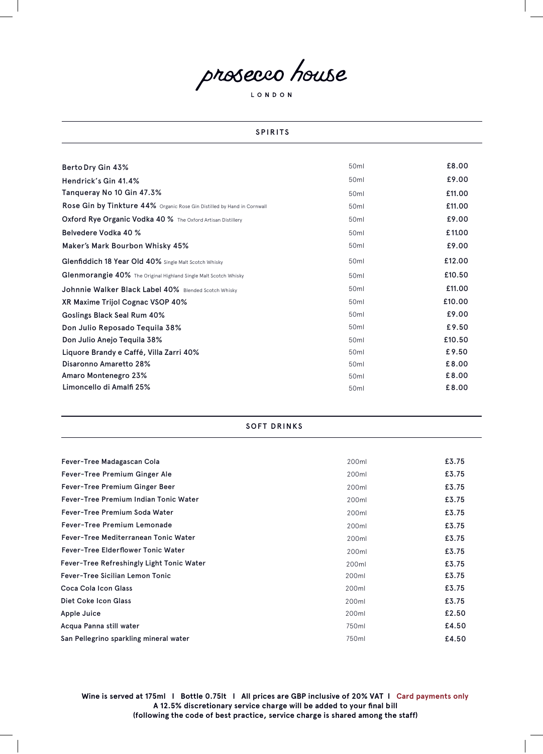# prosecco house

LONDON

## SPIRITS

| Item | Size | Price |
|---|---|---|
| Berto Dry Gin 43% | 50ml | £8.00 |
| Hendrick's Gin 41.4% | 50ml | £9.00 |
| Tanqueray No 10 Gin 47.3% | 50ml | £11.00 |
| Rose Gin by Tinkture 44% Organic Rose Gin Distilled by Hand in Cornwall | 50ml | £11.00 |
| Oxford Rye Organic Vodka 40 % The Oxford Artisan Distillery | 50ml | £9.00 |
| Belvedere Vodka 40 % | 50ml | £11.00 |
| Maker's Mark Bourbon Whisky 45% | 50ml | £9.00 |
| Glenfiddich 18 Year Old 40% Single Malt Scotch Whisky | 50ml | £12.00 |
| Glenmorangie 40% The Original Highland Single Malt Scotch Whisky | 50ml | £10.50 |
| Johnnie Walker Black Label 40% Blended Scotch Whisky | 50ml | £11.00 |
| XR Maxime Trijol Cognac VSOP 40% | 50ml | £10.00 |
| Goslings Black Seal Rum 40% | 50ml | £9.00 |
| Don Julio Reposado Tequila 38% | 50ml | £9.50 |
| Don Julio Anejo Tequila 38% | 50ml | £10.50 |
| Liquore Brandy e Caffé, Villa Zarri 40% | 50ml | £9.50 |
| Disaronno Amaretto 28% | 50ml | £8.00 |
| Amaro Montenegro 23% | 50ml | £8.00 |
| Limoncello di Amalfi 25% | 50ml | £8.00 |

## SOFT DRINKS

| Item | Size | Price |
|---|---|---|
| Fever-Tree Madagascan Cola | 200ml | £3.75 |
| Fever-Tree Premium Ginger Ale | 200ml | £3.75 |
| Fever-Tree Premium Ginger Beer | 200ml | £3.75 |
| Fever-Tree Premium Indian Tonic Water | 200ml | £3.75 |
| Fever-Tree Premium Soda Water | 200ml | £3.75 |
| Fever-Tree Premium Lemonade | 200ml | £3.75 |
| Fever-Tree Mediterranean Tonic Water | 200ml | £3.75 |
| Fever-Tree Elderflower Tonic Water | 200ml | £3.75 |
| Fever-Tree Refreshingly Light Tonic Water | 200ml | £3.75 |
| Fever-Tree Sicilian Lemon Tonic | 200ml | £3.75 |
| Coca Cola Icon Glass | 200ml | £3.75 |
| Diet Coke Icon Glass | 200ml | £3.75 |
| Apple Juice | 200ml | £2.50 |
| Acqua Panna still water | 750ml | £4.50 |
| San Pellegrino sparkling mineral water | 750ml | £4.50 |

**Wine is served at 175ml I Bottle 0.75lt I All prices are GBP inclusive of 20% VAT I Card payments only**
**A 12.5% discretionary service charge will be added to your final bill**
**(following the code of best practice, service charge is shared among the staff)**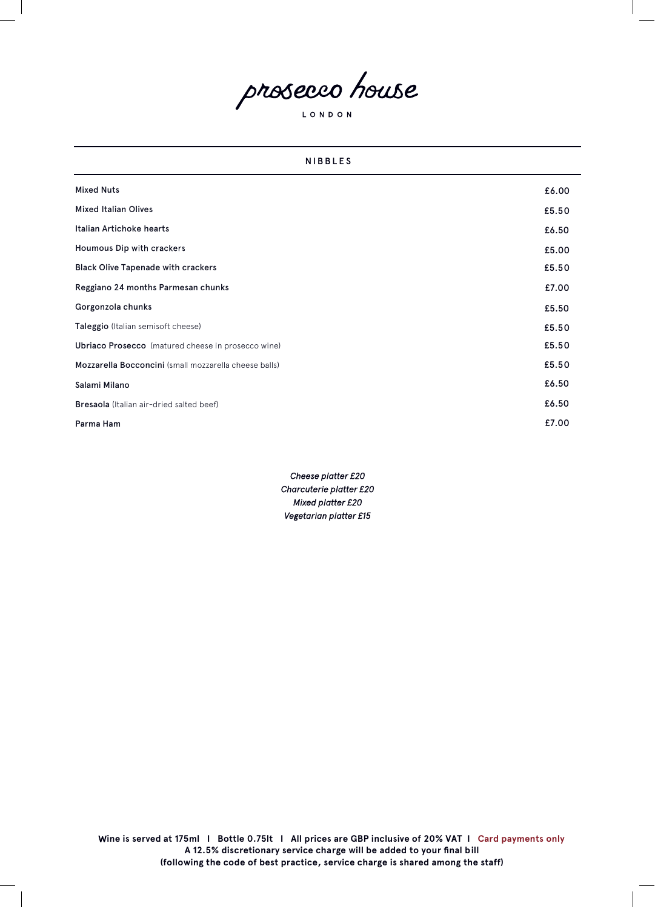# prosecco house

LONDON

## NIBBLES

| | |
|---|---|
| Mixed Nuts | £6.00 |
| Mixed Italian Olives | £5.50 |
| Italian Artichoke hearts | £6.50 |
| Houmous Dip with crackers | £5.00 |
| Black Olive Tapenade with crackers | £5.50 |
| Reggiano 24 months Parmesan chunks | £7.00 |
| Gorgonzola chunks | £5.50 |
| Taleggio (Italian semisoft cheese) | £5.50 |
| Ubriaco Prosecco (matured cheese in prosecco wine) | £5.50 |
| Mozzarella Bocconcini (small mozzarella cheese balls) | £5.50 |
| Salami Milano | £6.50 |
| Bresaola (Italian air-dried salted beef) | £6.50 |
| Parma Ham | £7.00 |

*Cheese platter £20*
*Charcuterie platter £20*
*Mixed platter £20*
*Vegetarian platter £15*

**Wine is served at 175ml I Bottle 0.75lt I All prices are GBP inclusive of 20% VAT I Card payments only**
**A 12.5% discretionary service charge will be added to your final bill**
**(following the code of best practice, service charge is shared among the staff)**